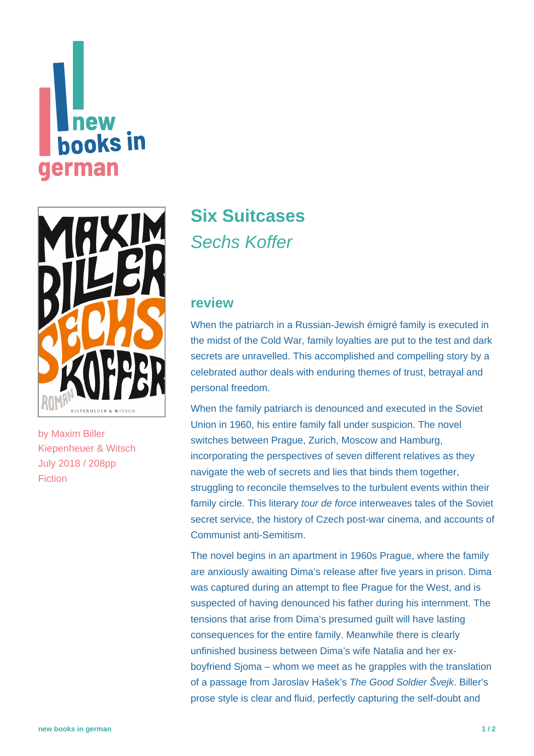# Six Suitcases

*Sechs Koffer*

by Maxim Biller
Kiepenheuer & Witsch
July 2018 / 208pp
Fiction

## review

When the patriarch in a Russian-Jewish émigré family is executed in the midst of the Cold War, family loyalties are put to the test and dark secrets are unravelled. This accomplished and compelling story by a celebrated author deals with enduring themes of trust, betrayal and personal freedom.

When the family patriarch is denounced and executed in the Soviet Union in 1960, his entire family fall under suspicion. The novel switches between Prague, Zurich, Moscow and Hamburg, incorporating the perspectives of seven different relatives as they navigate the web of secrets and lies that binds them together, struggling to reconcile themselves to the turbulent events within their family circle. This literary *tour de force* interweaves tales of the Soviet secret service, the history of Czech post-war cinema, and accounts of Communist anti-Semitism.

The novel begins in an apartment in 1960s Prague, where the family are anxiously awaiting Dima's release after five years in prison. Dima was captured during an attempt to flee Prague for the West, and is suspected of having denounced his father during his internment. The tensions that arise from Dima's presumed guilt will have lasting consequences for the entire family. Meanwhile there is clearly unfinished business between Dima's wife Natalia and her ex-boyfriend Sjoma – whom we meet as he grapples with the translation of a passage from Jaroslav Hašek's *The Good Soldier Švejk*. Biller's prose style is clear and fluid, perfectly capturing the self-doubt and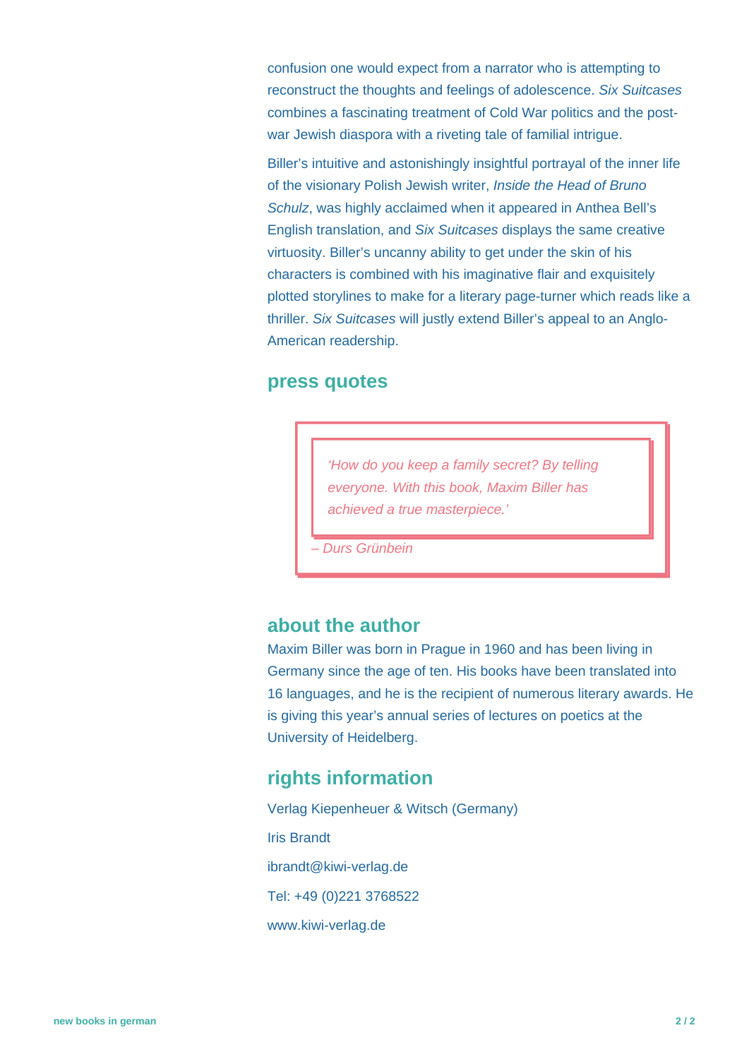confusion one would expect from a narrator who is attempting to reconstruct the thoughts and feelings of adolescence. *Six Suitcases* combines a fascinating treatment of Cold War politics and the post-war Jewish diaspora with a riveting tale of familial intrigue.

Biller's intuitive and astonishingly insightful portrayal of the inner life of the visionary Polish Jewish writer, *Inside the Head of Bruno Schulz*, was highly acclaimed when it appeared in Anthea Bell's English translation, and *Six Suitcases* displays the same creative virtuosity. Biller's uncanny ability to get under the skin of his characters is combined with his imaginative flair and exquisitely plotted storylines to make for a literary page-turner which reads like a thriller. *Six Suitcases* will justly extend Biller's appeal to an Anglo-American readership.

## press quotes

> *'How do you keep a family secret? By telling everyone. With this book, Maxim Biller has achieved a true masterpiece.'*
>
> *– Durs Grünbein*

## about the author

Maxim Biller was born in Prague in 1960 and has been living in Germany since the age of ten. His books have been translated into 16 languages, and he is the recipient of numerous literary awards. He is giving this year's annual series of lectures on poetics at the University of Heidelberg.

## rights information

Verlag Kiepenheuer & Witsch (Germany)

Iris Brandt

ibrandt@kiwi-verlag.de

Tel: +49 (0)221 3768522

www.kiwi-verlag.de